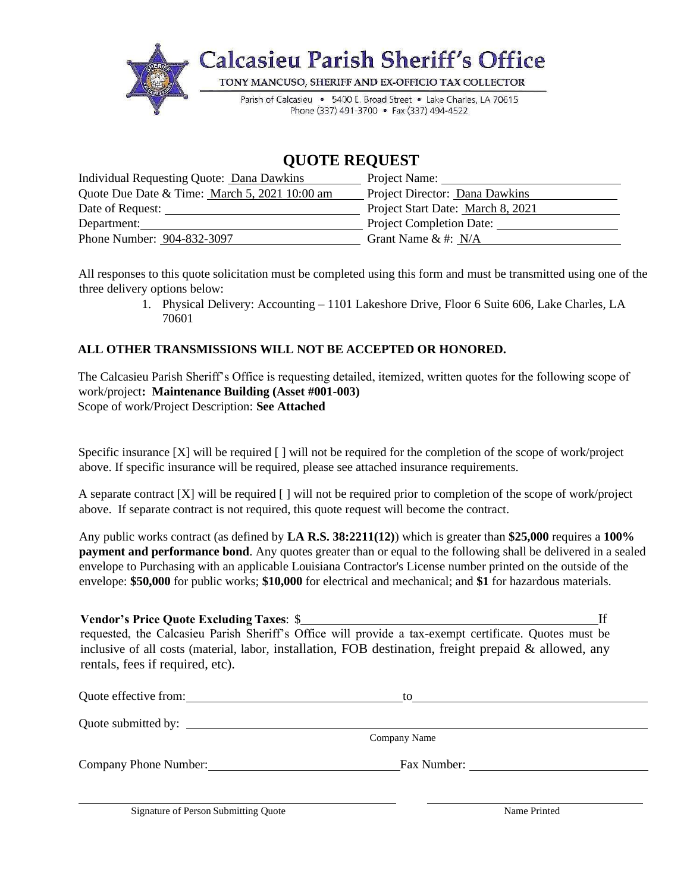# Calcasieu Parish Sheriff's Office

TONY MANCUSO, SHERIFF AND EX-OFFICIO TAX COLLECTOR

Parish of Calcasieu • 5400 E. Broad Street • Lake Charles, LA 70615
Phone (337) 491-3700 • Fax (337) 494-4522

## QUOTE REQUEST

| | |
|---|---|
| Individual Requesting Quote: Dana Dawkins | Project Name: |
| Quote Due Date & Time: March 5, 2021 10:00 am | Project Director: Dana Dawkins |
| Date of Request: | Project Start Date: March 8, 2021 |
| Department: | Project Completion Date: |
| Phone Number: 904-832-3097 | Grant Name & #: N/A |

All responses to this quote solicitation must be completed using this form and must be transmitted using one of the three delivery options below:

1. Physical Delivery: Accounting – 1101 Lakeshore Drive, Floor 6 Suite 606, Lake Charles, LA 70601

**ALL OTHER TRANSMISSIONS WILL NOT BE ACCEPTED OR HONORED.**

The Calcasieu Parish Sheriff's Office is requesting detailed, itemized, written quotes for the following scope of work/project**: Maintenance Building (Asset #001-003)**
Scope of work/Project Description: **See Attached**

Specific insurance [X] will be required [ ] will not be required for the completion of the scope of work/project above. If specific insurance will be required, please see attached insurance requirements.

A separate contract [X] will be required [ ] will not be required prior to completion of the scope of work/project above. If separate contract is not required, this quote request will become the contract.

Any public works contract (as defined by **LA R.S. 38:2211(12)**) which is greater than **$25,000** requires a **100% payment and performance bond**. Any quotes greater than or equal to the following shall be delivered in a sealed envelope to Purchasing with an applicable Louisiana Contractor's License number printed on the outside of the envelope: **$50,000** for public works; **$10,000** for electrical and mechanical; and **$1** for hazardous materials.

**Vendor's Price Quote Excluding Taxes**: $\_\_\_\_\_\_\_\_\_\_\_\_\_\_\_\_\_\_\_\_\_\_\_\_\_\_\_\_\_\_\_\_\_\_\_\_\_\_\_\_ If requested, the Calcasieu Parish Sheriff's Office will provide a tax-exempt certificate. Quotes must be inclusive of all costs (material, labor, installation, FOB destination, freight prepaid & allowed, any rentals, fees if required, etc).

Quote effective from: \_\_\_\_\_\_\_\_\_\_\_\_\_\_\_\_\_\_\_\_\_\_\_\_ to \_\_\_\_\_\_\_\_\_\_\_\_\_\_\_\_\_\_\_\_\_\_\_\_

Quote submitted by: \_\_\_\_\_\_\_\_\_\_\_\_\_\_\_\_\_\_\_\_\_\_\_\_\_\_\_\_\_\_\_\_\_\_\_\_\_\_\_\_
Company Name

Company Phone Number: \_\_\_\_\_\_\_\_\_\_\_\_\_\_\_\_\_\_\_\_ Fax Number: \_\_\_\_\_\_\_\_\_\_\_\_\_\_\_\_\_\_\_\_

\_\_\_\_\_\_\_\_\_\_\_\_\_\_\_\_\_\_\_\_\_\_\_\_\_\_\_\_\_\_\_\_ \_\_\_\_\_\_\_\_\_\_\_\_\_\_\_\_\_\_\_\_\_\_\_\_\_\_\_\_\_\_\_\_
Signature of Person Submitting Quote | Name Printed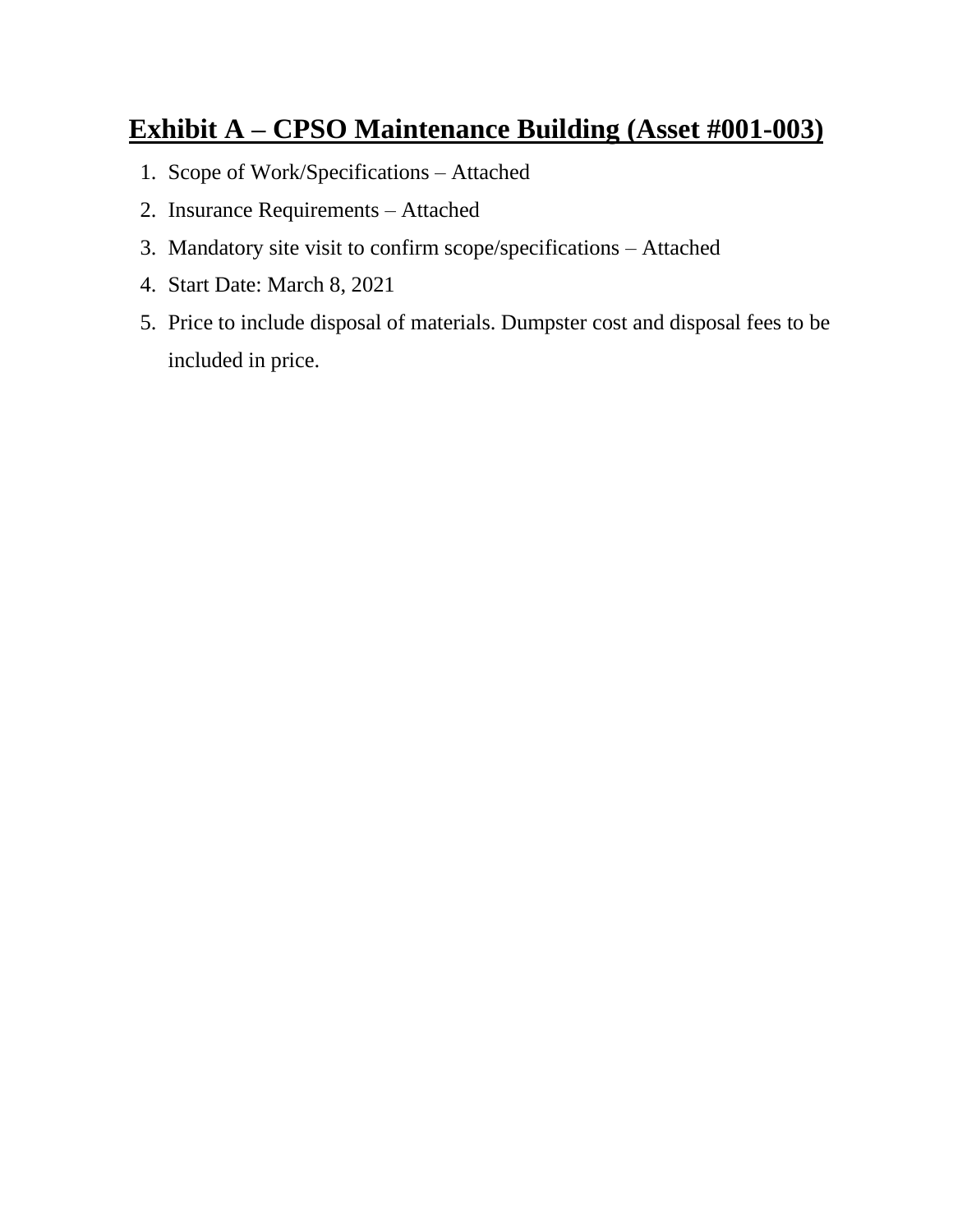# Exhibit A – CPSO Maintenance Building (Asset #001-003)

1. Scope of Work/Specifications – Attached
2. Insurance Requirements – Attached
3. Mandatory site visit to confirm scope/specifications – Attached
4. Start Date: March 8, 2021
5. Price to include disposal of materials. Dumpster cost and disposal fees to be included in price.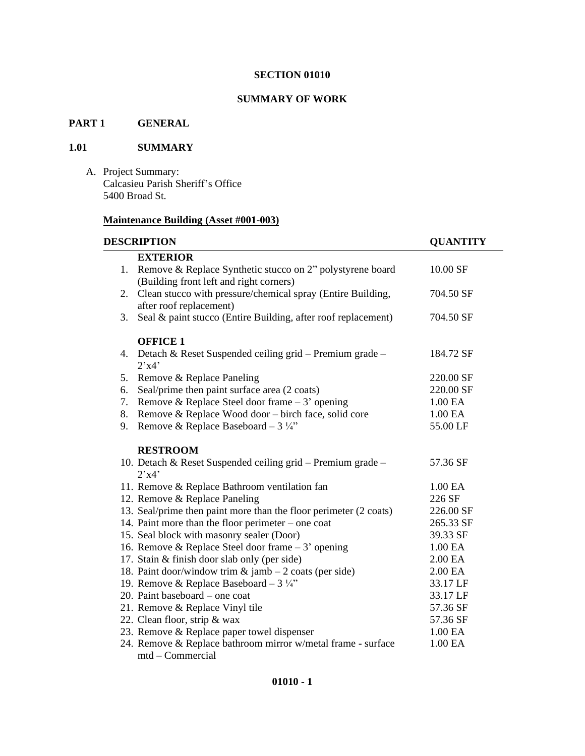**SECTION 01010**

**SUMMARY OF WORK**

## PART 1 GENERAL

### 1.01 SUMMARY

A. Project Summary:
Calcasieu Parish Sheriff's Office
5400 Broad St.

**Maintenance Building (Asset #001-003)**

| | DESCRIPTION | QUANTITY |
|---|---|---|
| | **EXTERIOR** | |
| 1. | Remove & Replace Synthetic stucco on 2" polystyrene board (Building front left and right corners) | 10.00 SF |
| 2. | Clean stucco with pressure/chemical spray (Entire Building, after roof replacement) | 704.50 SF |
| 3. | Seal & paint stucco (Entire Building, after roof replacement) | 704.50 SF |
| | **OFFICE 1** | |
| 4. | Detach & Reset Suspended ceiling grid – Premium grade – 2'x4' | 184.72 SF |
| 5. | Remove & Replace Paneling | 220.00 SF |
| 6. | Seal/prime then paint surface area (2 coats) | 220.00 SF |
| 7. | Remove & Replace Steel door frame – 3' opening | 1.00 EA |
| 8. | Remove & Replace Wood door – birch face, solid core | 1.00 EA |
| 9. | Remove & Replace Baseboard – 3 ¼" | 55.00 LF |
| | **RESTROOM** | |
| 10. | Detach & Reset Suspended ceiling grid – Premium grade – 2'x4' | 57.36 SF |
| 11. | Remove & Replace Bathroom ventilation fan | 1.00 EA |
| 12. | Remove & Replace Paneling | 226 SF |
| 13. | Seal/prime then paint more than the floor perimeter (2 coats) | 226.00 SF |
| 14. | Paint more than the floor perimeter – one coat | 265.33 SF |
| 15. | Seal block with masonry sealer (Door) | 39.33 SF |
| 16. | Remove & Replace Steel door frame – 3' opening | 1.00 EA |
| 17. | Stain & finish door slab only (per side) | 2.00 EA |
| 18. | Paint door/window trim & jamb – 2 coats (per side) | 2.00 EA |
| 19. | Remove & Replace Baseboard – 3 ¼" | 33.17 LF |
| 20. | Paint baseboard – one coat | 33.17 LF |
| 21. | Remove & Replace Vinyl tile | 57.36 SF |
| 22. | Clean floor, strip & wax | 57.36 SF |
| 23. | Remove & Replace paper towel dispenser | 1.00 EA |
| 24. | Remove & Replace bathroom mirror w/metal frame - surface mtd – Commercial | 1.00 EA |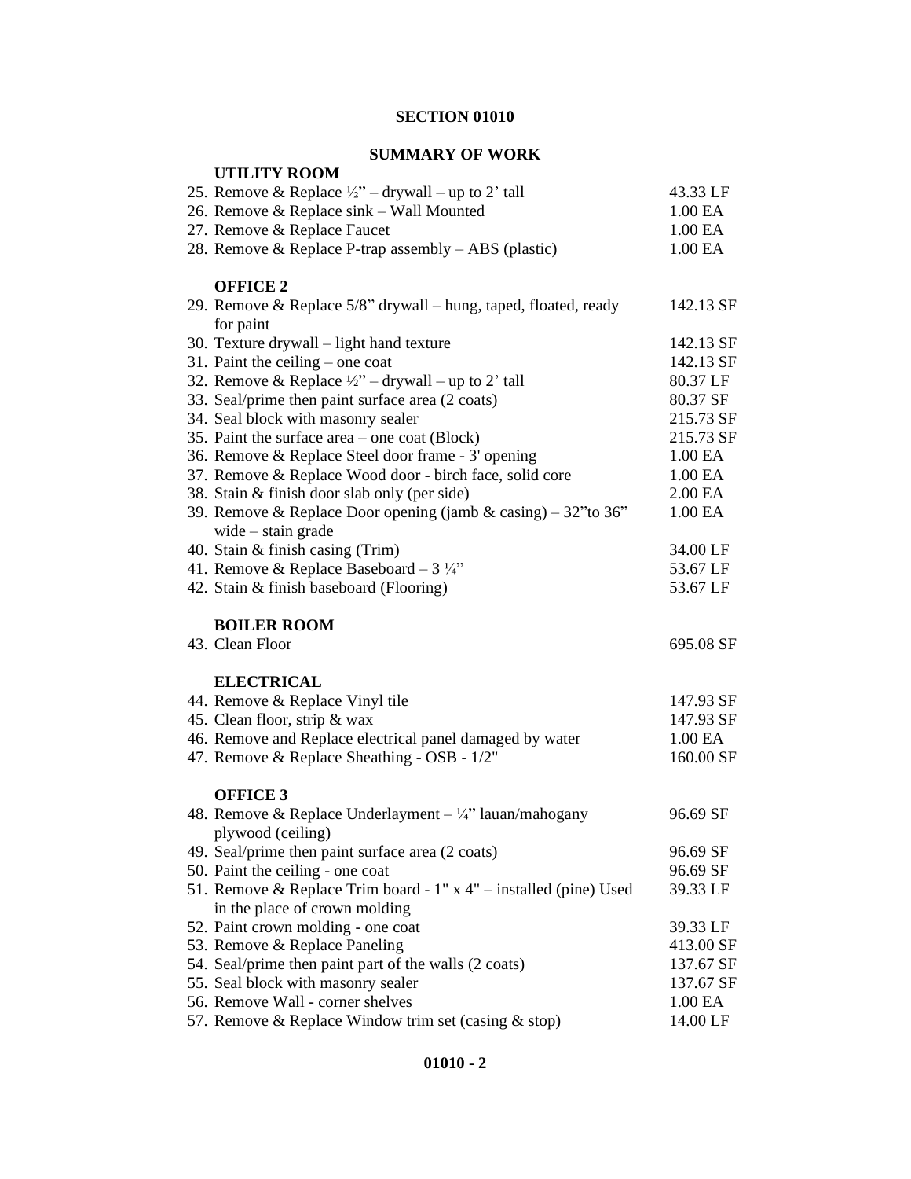**SECTION 01010**

**SUMMARY OF WORK**

**UTILITY ROOM**

| Item | Quantity |
|---|---|
| 25. Remove & Replace ½” – drywall – up to 2’ tall | 43.33 LF |
| 26. Remove & Replace sink – Wall Mounted | 1.00 EA |
| 27. Remove & Replace Faucet | 1.00 EA |
| 28. Remove & Replace P-trap assembly – ABS (plastic) | 1.00 EA |

**OFFICE 2**

| Item | Quantity |
|---|---|
| 29. Remove & Replace 5/8” drywall – hung, taped, floated, ready for paint | 142.13 SF |
| 30. Texture drywall – light hand texture | 142.13 SF |
| 31. Paint the ceiling – one coat | 142.13 SF |
| 32. Remove & Replace ½” – drywall – up to 2’ tall | 80.37 LF |
| 33. Seal/prime then paint surface area (2 coats) | 80.37 SF |
| 34. Seal block with masonry sealer | 215.73 SF |
| 35. Paint the surface area – one coat (Block) | 215.73 SF |
| 36. Remove & Replace Steel door frame - 3' opening | 1.00 EA |
| 37. Remove & Replace Wood door - birch face, solid core | 1.00 EA |
| 38. Stain & finish door slab only (per side) | 2.00 EA |
| 39. Remove & Replace Door opening (jamb & casing) – 32”to 36” wide – stain grade | 1.00 EA |
| 40. Stain & finish casing (Trim) | 34.00 LF |
| 41. Remove & Replace Baseboard – 3 ¼” | 53.67 LF |
| 42. Stain & finish baseboard (Flooring) | 53.67 LF |

**BOILER ROOM**

| Item | Quantity |
|---|---|
| 43. Clean Floor | 695.08 SF |

**ELECTRICAL**

| Item | Quantity |
|---|---|
| 44. Remove & Replace Vinyl tile | 147.93 SF |
| 45. Clean floor, strip & wax | 147.93 SF |
| 46. Remove and Replace electrical panel damaged by water | 1.00 EA |
| 47. Remove & Replace Sheathing - OSB - 1/2" | 160.00 SF |

**OFFICE 3**

| Item | Quantity |
|---|---|
| 48. Remove & Replace Underlayment – ¼” lauan/mahogany plywood (ceiling) | 96.69 SF |
| 49. Seal/prime then paint surface area (2 coats) | 96.69 SF |
| 50. Paint the ceiling - one coat | 96.69 SF |
| 51. Remove & Replace Trim board - 1" x 4" – installed (pine) Used in the place of crown molding | 39.33 LF |
| 52. Paint crown molding - one coat | 39.33 LF |
| 53. Remove & Replace Paneling | 413.00 SF |
| 54. Seal/prime then paint part of the walls (2 coats) | 137.67 SF |
| 55. Seal block with masonry sealer | 137.67 SF |
| 56. Remove Wall - corner shelves | 1.00 EA |
| 57. Remove & Replace Window trim set (casing & stop) | 14.00 LF |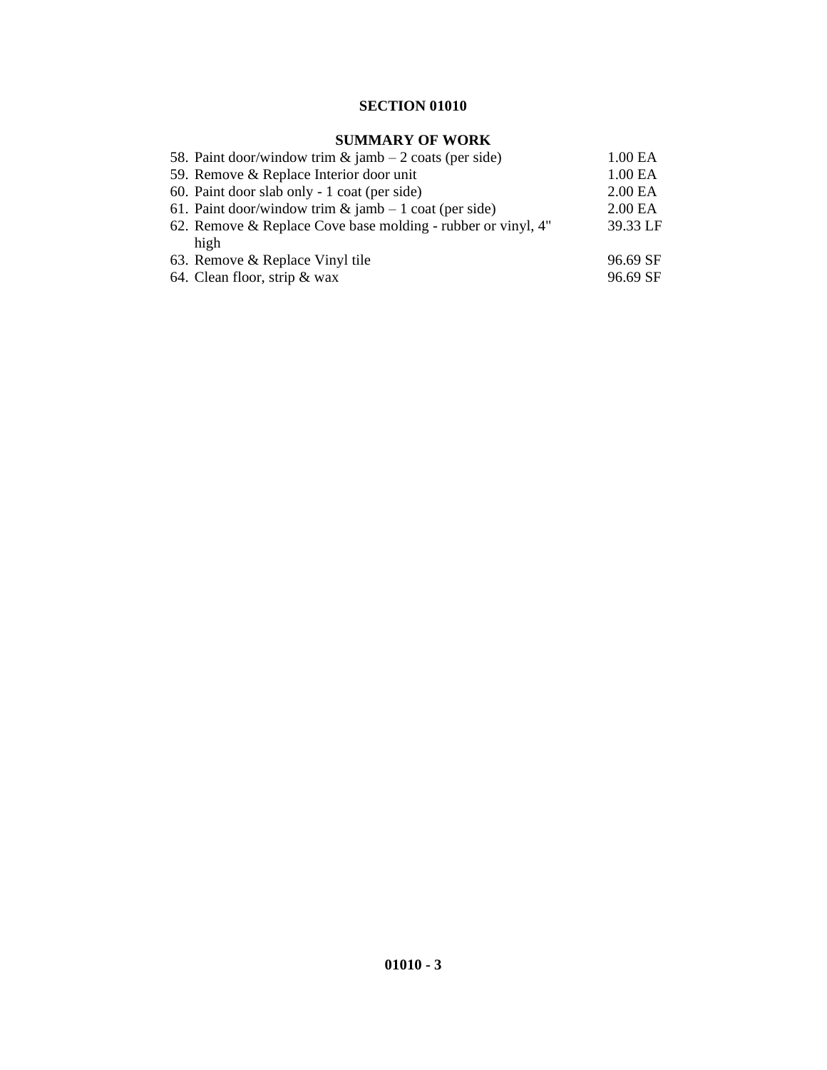# SECTION 01010

## SUMMARY OF WORK

| | |
|---|---|
| 58. Paint door/window trim & jamb – 2 coats (per side) | 1.00 EA |
| 59. Remove & Replace Interior door unit | 1.00 EA |
| 60. Paint door slab only - 1 coat (per side) | 2.00 EA |
| 61. Paint door/window trim & jamb – 1 coat (per side) | 2.00 EA |
| 62. Remove & Replace Cove base molding - rubber or vinyl, 4" high | 39.33 LF |
| 63. Remove & Replace Vinyl tile | 96.69 SF |
| 64. Clean floor, strip & wax | 96.69 SF |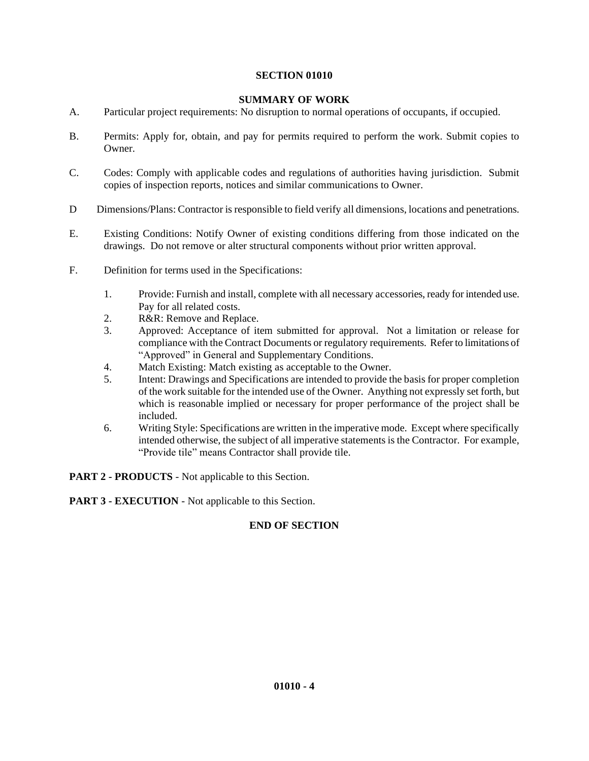## SECTION 01010

## SUMMARY OF WORK

A. Particular project requirements: No disruption to normal operations of occupants, if occupied.

B. Permits: Apply for, obtain, and pay for permits required to perform the work. Submit copies to Owner.

C. Codes: Comply with applicable codes and regulations of authorities having jurisdiction. Submit copies of inspection reports, notices and similar communications to Owner.

D Dimensions/Plans: Contractor is responsible to field verify all dimensions, locations and penetrations.

E. Existing Conditions: Notify Owner of existing conditions differing from those indicated on the drawings. Do not remove or alter structural components without prior written approval.

F. Definition for terms used in the Specifications:

1. Provide: Furnish and install, complete with all necessary accessories, ready for intended use. Pay for all related costs.
2. R&R: Remove and Replace.
3. Approved: Acceptance of item submitted for approval. Not a limitation or release for compliance with the Contract Documents or regulatory requirements. Refer to limitations of "Approved" in General and Supplementary Conditions.
4. Match Existing: Match existing as acceptable to the Owner.
5. Intent: Drawings and Specifications are intended to provide the basis for proper completion of the work suitable for the intended use of the Owner. Anything not expressly set forth, but which is reasonable implied or necessary for proper performance of the project shall be included.
6. Writing Style: Specifications are written in the imperative mode. Except where specifically intended otherwise, the subject of all imperative statements is the Contractor. For example, "Provide tile" means Contractor shall provide tile.

**PART 2 - PRODUCTS** - Not applicable to this Section.

**PART 3 - EXECUTION** - Not applicable to this Section.

**END OF SECTION**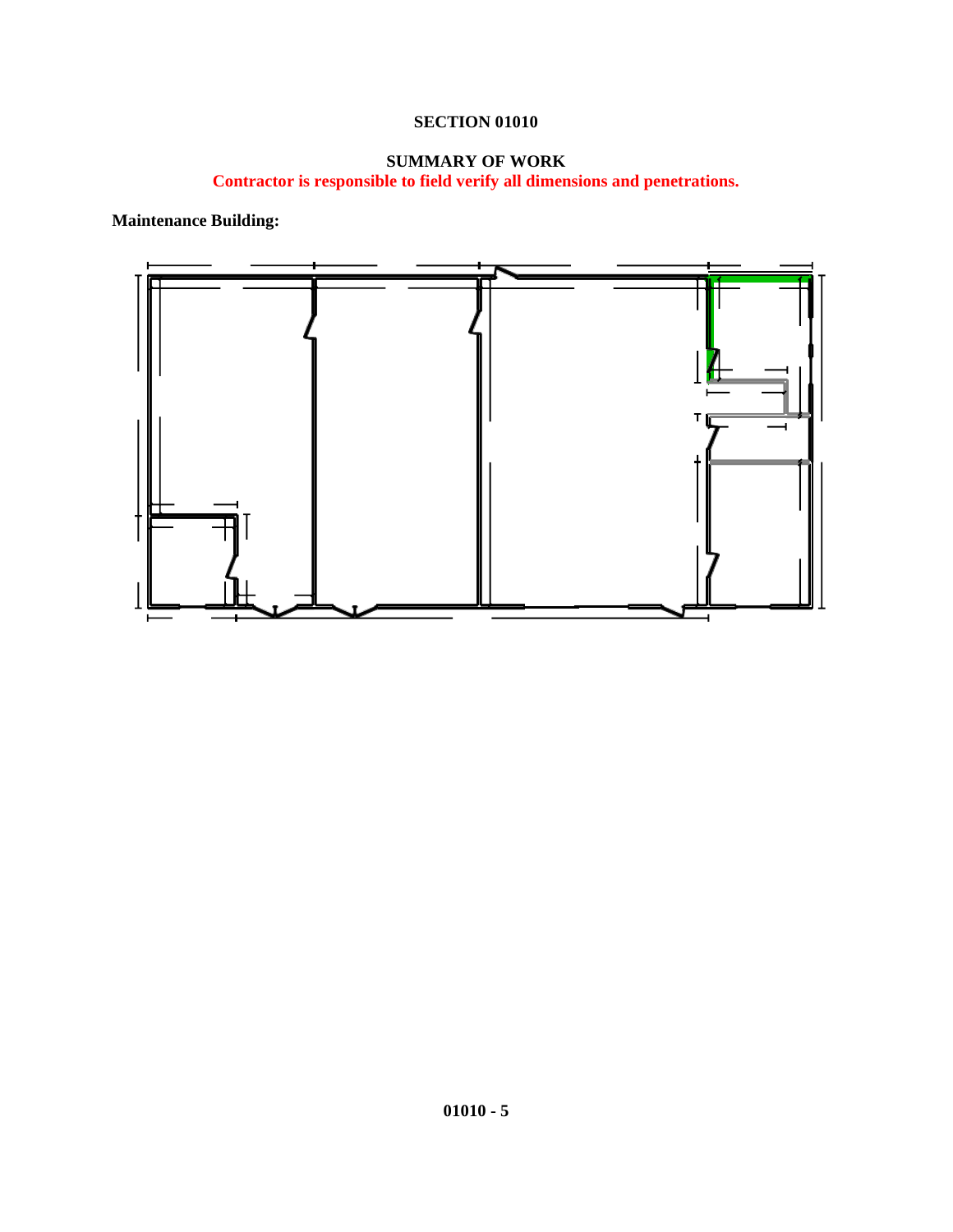**SECTION 01010**

**SUMMARY OF WORK**
**Contractor is responsible to field verify all dimensions and penetrations.**

**Maintenance Building:**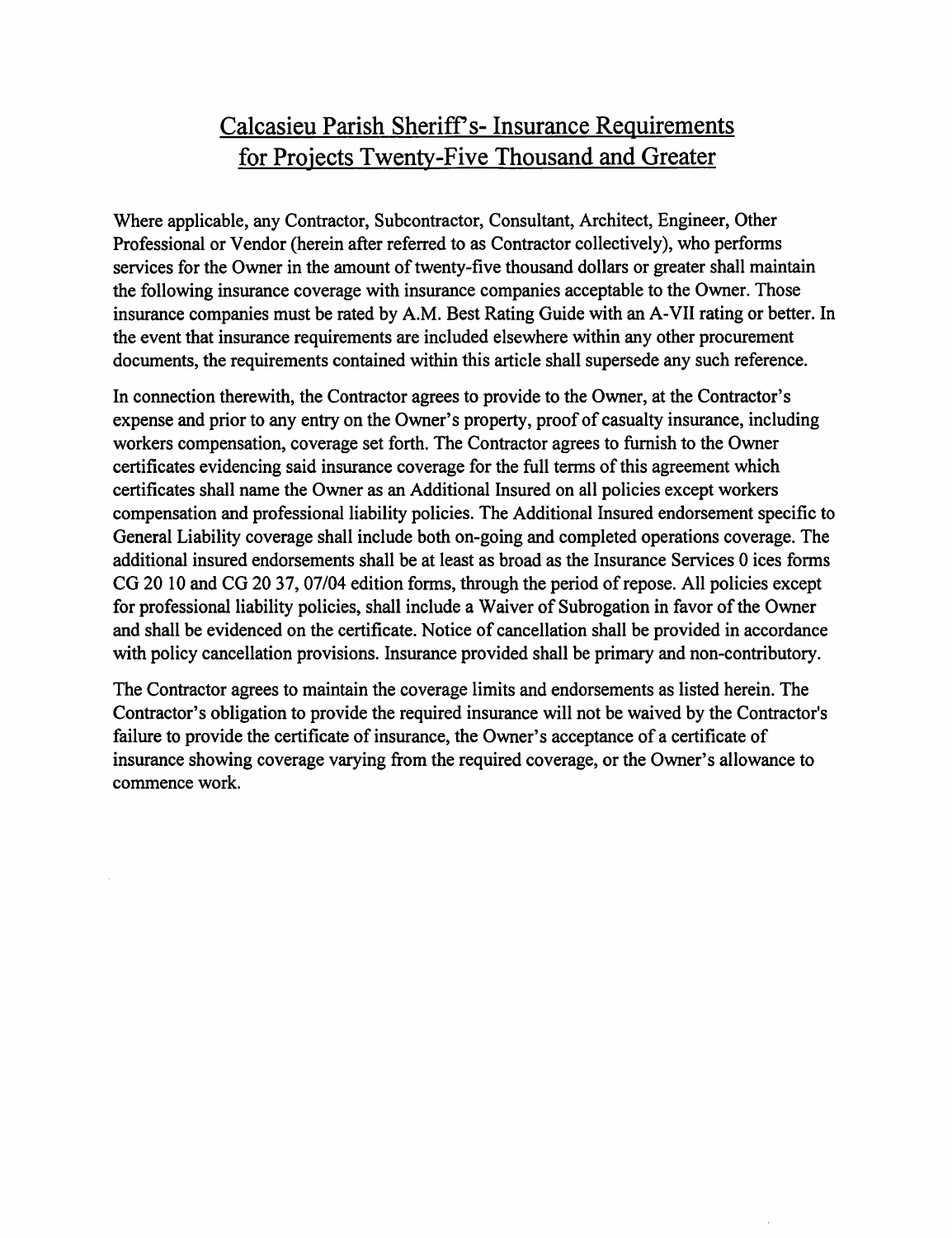# Calcasieu Parish Sheriff's- Insurance Requirements for Projects Twenty-Five Thousand and Greater

Where applicable, any Contractor, Subcontractor, Consultant, Architect, Engineer, Other Professional or Vendor (herein after referred to as Contractor collectively), who performs services for the Owner in the amount of twenty-five thousand dollars or greater shall maintain the following insurance coverage with insurance companies acceptable to the Owner. Those insurance companies must be rated by A.M. Best Rating Guide with an A-VII rating or better. In the event that insurance requirements are included elsewhere within any other procurement documents, the requirements contained within this article shall supersede any such reference.

In connection therewith, the Contractor agrees to provide to the Owner, at the Contractor's expense and prior to any entry on the Owner's property, proof of casualty insurance, including workers compensation, coverage set forth. The Contractor agrees to furnish to the Owner certificates evidencing said insurance coverage for the full terms of this agreement which certificates shall name the Owner as an Additional Insured on all policies except workers compensation and professional liability policies. The Additional Insured endorsement specific to General Liability coverage shall include both on-going and completed operations coverage. The additional insured endorsements shall be at least as broad as the Insurance Services 0 ices forms CG 20 10 and CG 20 37, 07/04 edition forms, through the period of repose. All policies except for professional liability policies, shall include a Waiver of Subrogation in favor of the Owner and shall be evidenced on the certificate. Notice of cancellation shall be provided in accordance with policy cancellation provisions. Insurance provided shall be primary and non-contributory.

The Contractor agrees to maintain the coverage limits and endorsements as listed herein. The Contractor's obligation to provide the required insurance will not be waived by the Contractor's failure to provide the certificate of insurance, the Owner's acceptance of a certificate of insurance showing coverage varying from the required coverage, or the Owner's allowance to commence work.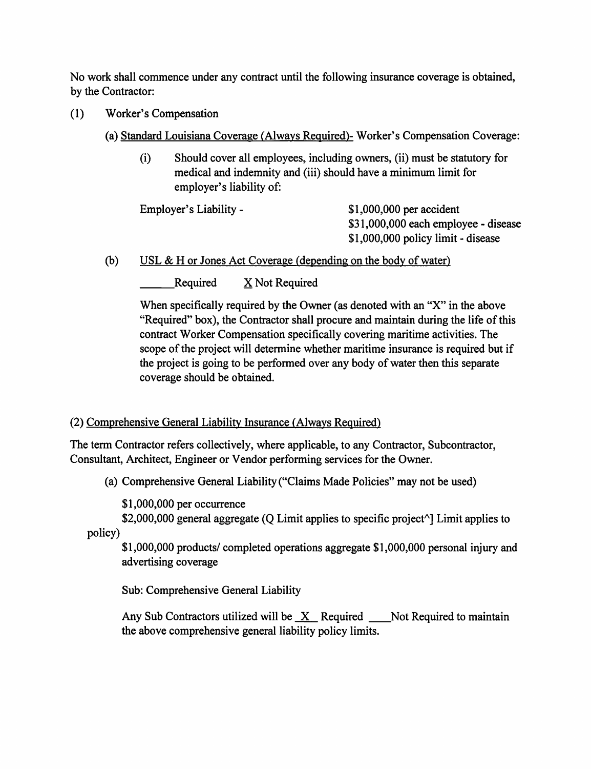No work shall commence under any contract until the following insurance coverage is obtained, by the Contractor:

(1) Worker's Compensation

(a) <u>Standard Louisiana Coverage (Always Required)</u>- Worker's Compensation Coverage:

(i) Should cover all employees, including owners, (ii) must be statutory for medical and indemnity and (iii) should have a minimum limit for employer's liability of:

| | |
|---|---|
| Employer's Liability - | $1,000,000 per accident |
| | $31,000,000 each employee - disease |
| | $1,000,000 policy limit - disease |

(b) <u>USL & H or Jones Act Coverage (depending on the body of water)</u>

______Required    X Not Required

When specifically required by the Owner (as denoted with an "X" in the above "Required" box), the Contractor shall procure and maintain during the life of this contract Worker Compensation specifically covering maritime activities. The scope of the project will determine whether maritime insurance is required but if the project is going to be performed over any body of water then this separate coverage should be obtained.

(2) <u>Comprehensive General Liability Insurance (Always Required)</u>

The term Contractor refers collectively, where applicable, to any Contractor, Subcontractor, Consultant, Architect, Engineer or Vendor performing services for the Owner.

(a) Comprehensive General Liability ("Claims Made Policies" may not be used)

$1,000,000 per occurrence

$2,000,000 general aggregate (Q Limit applies to specific project^] Limit applies to policy)

$1,000,000 products/ completed operations aggregate $1,000,000 personal injury and advertising coverage

Sub: Comprehensive General Liability

Any Sub Contractors utilized will be X Required ____Not Required to maintain the above comprehensive general liability policy limits.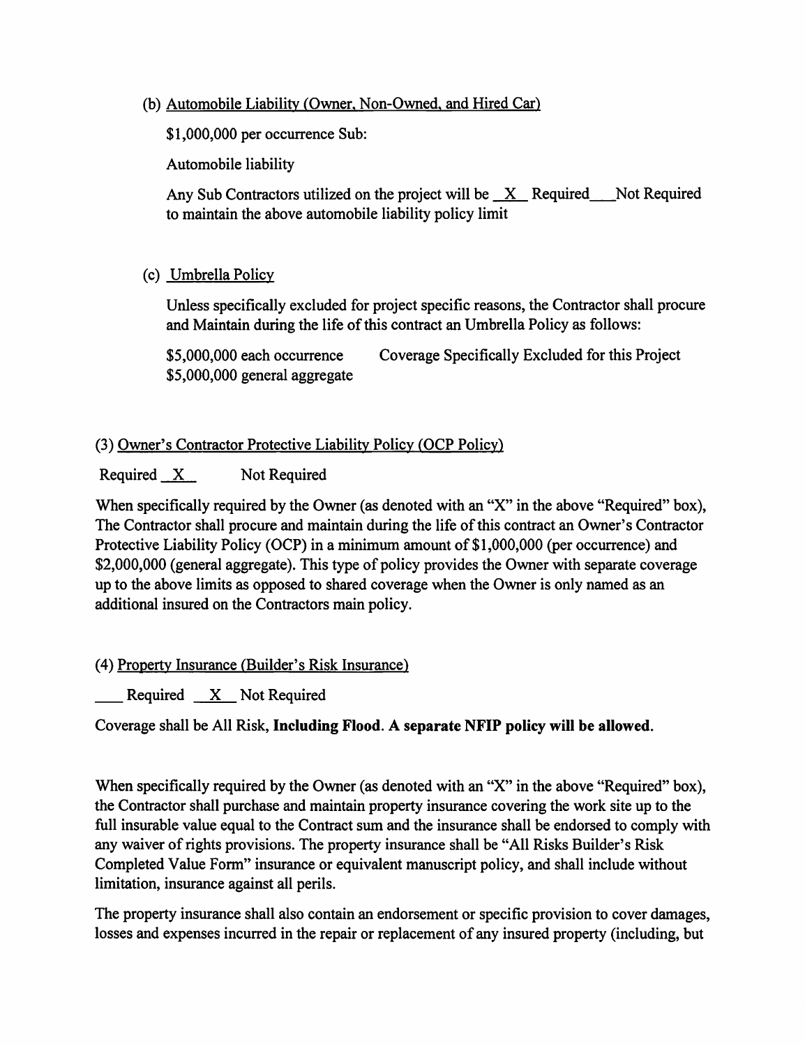(b) Automobile Liability (Owner, Non-Owned, and Hired Car)

$1,000,000 per occurrence Sub:

Automobile liability

Any Sub Contractors utilized on the project will be \_X\_ Required \_\_\_Not Required to maintain the above automobile liability policy limit

(c) Umbrella Policy

Unless specifically excluded for project specific reasons, the Contractor shall procure and Maintain during the life of this contract an Umbrella Policy as follows:

$5,000,000 each occurrence    Coverage Specifically Excluded for this Project
$5,000,000 general aggregate

(3) Owner's Contractor Protective Liability Policy (OCP Policy)

Required \_X\_    Not Required

When specifically required by the Owner (as denoted with an "X" in the above "Required" box), The Contractor shall procure and maintain during the life of this contract an Owner's Contractor Protective Liability Policy (OCP) in a minimum amount of $1,000,000 (per occurrence) and $2,000,000 (general aggregate). This type of policy provides the Owner with separate coverage up to the above limits as opposed to shared coverage when the Owner is only named as an additional insured on the Contractors main policy.

(4) Property Insurance (Builder's Risk Insurance)

\_\_\_ Required \_X\_ Not Required

Coverage shall be All Risk, **Including Flood. A separate NFIP policy will be allowed.**

When specifically required by the Owner (as denoted with an "X" in the above "Required" box), the Contractor shall purchase and maintain property insurance covering the work site up to the full insurable value equal to the Contract sum and the insurance shall be endorsed to comply with any waiver of rights provisions. The property insurance shall be "All Risks Builder's Risk Completed Value Form" insurance or equivalent manuscript policy, and shall include without limitation, insurance against all perils.

The property insurance shall also contain an endorsement or specific provision to cover damages, losses and expenses incurred in the repair or replacement of any insured property (including, but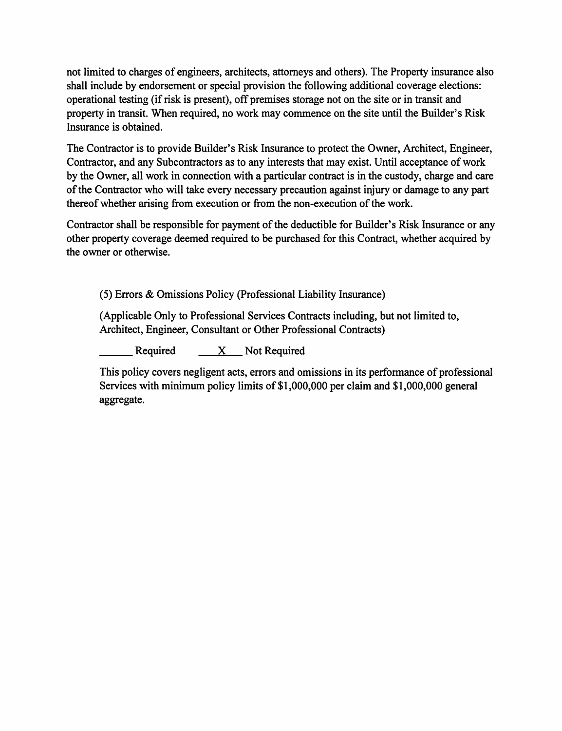not limited to charges of engineers, architects, attorneys and others). The Property insurance also shall include by endorsement or special provision the following additional coverage elections: operational testing (if risk is present), off premises storage not on the site or in transit and property in transit. When required, no work may commence on the site until the Builder's Risk Insurance is obtained.

The Contractor is to provide Builder's Risk Insurance to protect the Owner, Architect, Engineer, Contractor, and any Subcontractors as to any interests that may exist. Until acceptance of work by the Owner, all work in connection with a particular contract is in the custody, charge and care of the Contractor who will take every necessary precaution against injury or damage to any part thereof whether arising from execution or from the non-execution of the work.

Contractor shall be responsible for payment of the deductible for Builder's Risk Insurance or any other property coverage deemed required to be purchased for this Contract, whether acquired by the owner or otherwise.

(5) Errors & Omissions Policy (Professional Liability Insurance)

(Applicable Only to Professional Services Contracts including, but not limited to, Architect, Engineer, Consultant or Other Professional Contracts)

______ Required ___X___ Not Required

This policy covers negligent acts, errors and omissions in its performance of professional Services with minimum policy limits of $1,000,000 per claim and $1,000,000 general aggregate.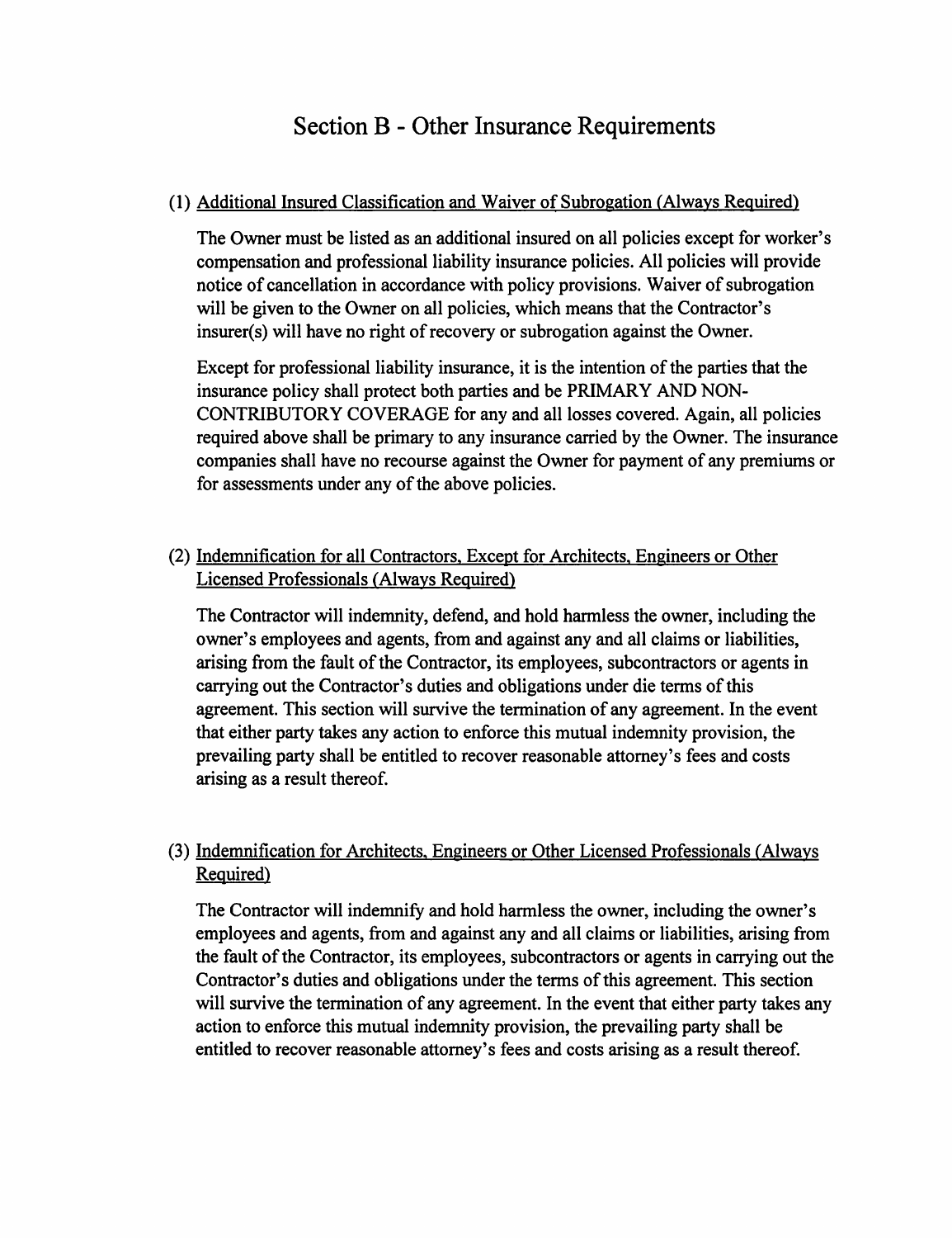# Section B - Other Insurance Requirements

(1) <u>Additional Insured Classification and Waiver of Subrogation (Always Required)</u>

The Owner must be listed as an additional insured on all policies except for worker's compensation and professional liability insurance policies. All policies will provide notice of cancellation in accordance with policy provisions. Waiver of subrogation will be given to the Owner on all policies, which means that the Contractor's insurer(s) will have no right of recovery or subrogation against the Owner.

Except for professional liability insurance, it is the intention of the parties that the insurance policy shall protect both parties and be PRIMARY AND NON-CONTRIBUTORY COVERAGE for any and all losses covered. Again, all policies required above shall be primary to any insurance carried by the Owner. The insurance companies shall have no recourse against the Owner for payment of any premiums or for assessments under any of the above policies.

(2) <u>Indemnification for all Contractors, Except for Architects, Engineers or Other Licensed Professionals (Always Required)</u>

The Contractor will indemnity, defend, and hold harmless the owner, including the owner's employees and agents, from and against any and all claims or liabilities, arising from the fault of the Contractor, its employees, subcontractors or agents in carrying out the Contractor's duties and obligations under die terms of this agreement. This section will survive the termination of any agreement. In the event that either party takes any action to enforce this mutual indemnity provision, the prevailing party shall be entitled to recover reasonable attorney's fees and costs arising as a result thereof.

(3) <u>Indemnification for Architects, Engineers or Other Licensed Professionals (Always Required)</u>

The Contractor will indemnify and hold harmless the owner, including the owner's employees and agents, from and against any and all claims or liabilities, arising from the fault of the Contractor, its employees, subcontractors or agents in carrying out the Contractor's duties and obligations under the terms of this agreement. This section will survive the termination of any agreement. In the event that either party takes any action to enforce this mutual indemnity provision, the prevailing party shall be entitled to recover reasonable attorney's fees and costs arising as a result thereof.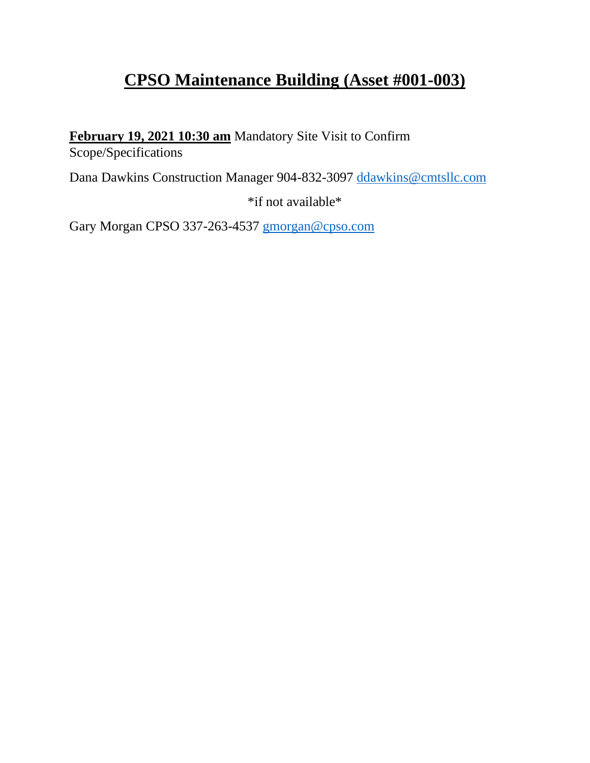# CPSO Maintenance Building (Asset #001-003)

**February 19, 2021 10:30 am** Mandatory Site Visit to Confirm Scope/Specifications

Dana Dawkins Construction Manager 904-832-3097 ddawkins@cmtsllc.com

*if not available*

Gary Morgan CPSO 337-263-4537 gmorgan@cpso.com